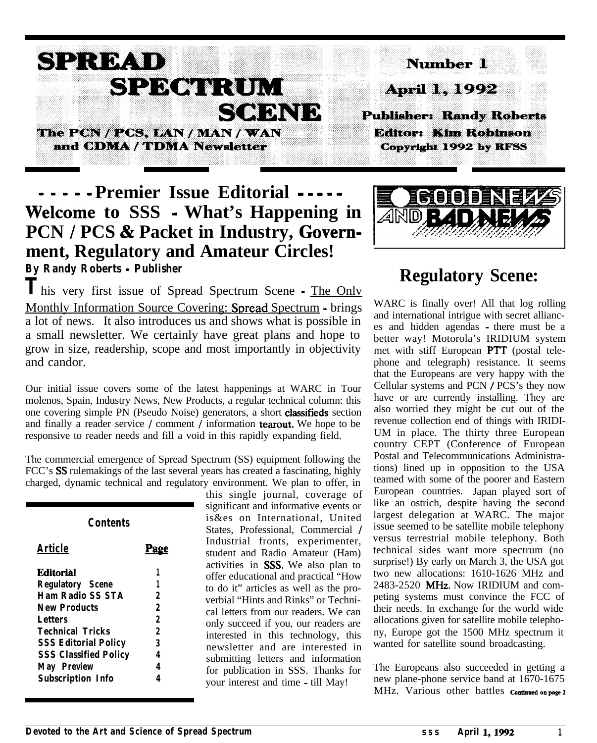# SPREAD SPECTRUM SCENE

**The PCN / PCS, LAN / MAN / WAN and CDMA / TDMA Newsletter**

**Number 1**
**April 1, 1992**
**Publisher: Randy Roberts**
**Editor: Kim Robinson**
**Copyright 1992 by RFSS**

## - - - - - Premier Issue Editorial - - - - - Welcome to SSS - What's Happening in PCN / PCS & Packet in Industry, Government, Regulatory and Amateur Circles!

**By Randy Roberts - Publisher**

This very first issue of Spread Spectrum Scene - The Onlv Monthly Information Source Covering: Spread Spectrum - brings a lot of news. It also introduces us and shows what is possible in a small newsletter. We certainly have great plans and hope to grow in size, readership, scope and most importantly in objectivity and candor.

Our initial issue covers some of the latest happenings at WARC in Tour molenos, Spain, Industry News, New Products, a regular technical column: this one covering simple PN (Pseudo Noise) generators, a short classifieds section and finally a reader service / comment / information tearout. We hope to be responsive to reader needs and fill a void in this rapidly expanding field.

The commercial emergence of Spread Spectrum (SS) equipment following the FCC's SS rulemakings of the last several years has created a fascinating, highly charged, dynamic technical and regulatory environment. We plan to offer, in this single journal, coverage of significant and informative events or is&es on International, United States, Professional, Commercial / Industrial fronts, experimenter, student and Radio Amateur (Ham) activities in SSS. We also plan to offer educational and practical "How to do it" articles as well as the proverbial "Hints and Rinks" or Technical letters from our readers. We can only succeed if you, our readers are interested in this technology, this newsletter and are interested in submitting letters and information for publication in SSS. Thanks for your interest and time - till May!

**Contents**

| Article | Page |
|---|---|
| Editorial | 1 |
| Regulatory Scene | 1 |
| Ham Radio SS STA | 2 |
| New Products | 2 |
| Letters | 2 |
| Technical Tricks | 2 |
| SSS Editorial Policy | 3 |
| SSS Classified Policy | 4 |
| May Preview | 4 |
| Subscription Info | 4 |

GOOD NEWS AND BAD NEWS

## Regulatory Scene:

WARC is finally over! All that log rolling and international intrigue with secret alliances and hidden agendas - there must be a better way! Motorola's IRIDIUM system met with stiff European PTT (postal telephone and telegraph) resistance. It seems that the Europeans are very happy with the Cellular systems and PCN / PCS's they now have or are currently installing. They are also worried they might be cut out of the revenue collection end of things with IRIDIUM in place. The thirty three European country CEPT (Conference of European Postal and Telecommunications Administrations) lined up in opposition to the USA teamed with some of the poorer and Eastern European countries. Japan played sort of like an ostrich, despite having the second largest delegation at WARC. The major issue seemed to be satellite mobile telephony versus terrestrial mobile telephony. Both technical sides want more spectrum (no surprise!) By early on March 3, the USA got two new allocations: 1610-1626 MHz and 2483-2520 MHz. Now IRIDIUM and competing systems must convince the FCC of their needs. In exchange for the world wide allocations given for satellite mobile telephony, Europe got the 1500 MHz spectrum it wanted for satellite sound broadcasting.

The Europeans also succeeded in getting a new plane-phone service band at 1670-1675 MHz. Various other battles *Continued on page 2*

Devoted to the Art and Science of Spread Spectrum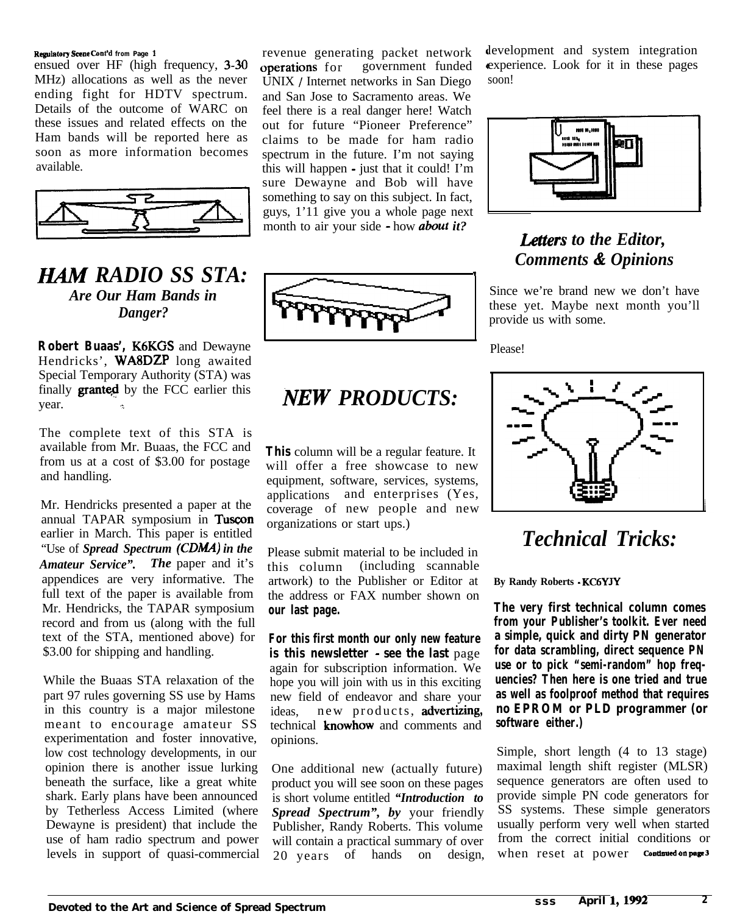**Regulatory Scene Cont'd from Page 1**

ensued over HF (high frequency, 3-30 MHz) allocations as well as the never ending fight for HDTV spectrum. Details of the outcome of WARC on these issues and related effects on the Ham bands will be reported here as soon as more information becomes available.

## *HAM RADIO SS STA:*

### *Are Our Ham Bands in Danger?*

**Robert Buaas', K6KGS** and Dewayne Hendricks', **WA8DZP** long awaited Special Temporary Authority (STA) was finally **granted** by the FCC earlier this year.

The complete text of this STA is available from Mr. Buaas, the FCC and from us at a cost of $3.00 for postage and handling.

Mr. Hendricks presented a paper at the annual TAPAR symposium in Tuscon earlier in March. This paper is entitled "Use of ***Spread Spectrum (CDMA) in the Amateur Service". The*** paper and it's appendices are very informative. The full text of the paper is available from Mr. Hendricks, the TAPAR symposium record and from us (along with the full text of the STA, mentioned above) for $3.00 for shipping and handling.

While the Buaas STA relaxation of the part 97 rules governing SS use by Hams in this country is a major milestone meant to encourage amateur SS experimentation and foster innovative, low cost technology developments, in our opinion there is another issue lurking beneath the surface, like a great white shark. Early plans have been announced by Tetherless Access Limited (where Dewayne is president) that include the use of ham radio spectrum and power levels in support of quasi-commercial revenue generating packet network **operations** for government funded UNIX / Internet networks in San Diego and San Jose to Sacramento areas. We feel there is a real danger here! Watch out for future "Pioneer Preference" claims to be made for ham radio spectrum in the future. I'm not saying this will happen - just that it could! I'm sure Dewayne and Bob will have something to say on this subject. In fact, guys, 1'11 give you a whole page next month to air your side - how ***about it?***

## *NEW PRODUCTS:*

**This** column will be a regular feature. It will offer a free showcase to new equipment, software, services, systems, applications and enterprises (Yes, coverage of new people and new organizations or start ups.)

Please submit material to be included in this column (including scannable artwork) to the Publisher or Editor at the address or FAX number shown on **our last page.**

**For this first month our only new feature is this newsletter - see the last** page again for subscription information. We hope you will join with us in this exciting new field of endeavor and share your ideas, new products, **advertizing,** technical **knowhow** and comments and opinions.

One additional new (actually future) product you will see soon on these pages is short volume entitled ***"Introduction to Spread Spectrum", by*** your friendly Publisher, Randy Roberts. This volume will contain a practical summary of over 20 years of hands on design, development and system integration experience. Look for it in these pages soon!

## *Letters to the Editor, Comments & Opinions*

Since we're brand new we don't have these yet. Maybe next month you'll provide us with some.

Please!

## *Technical Tricks:*

**By Randy Roberts - KC6YJY**

**The very first technical column comes from your Publisher's toolkit. Ever need a simple, quick and dirty PN generator for data scrambling, direct sequence PN use or to pick "semi-random" hop frequencies? Then here is one tried and true as well as foolproof method that requires no EPROM or PLD programmer (or software either.)**

Simple, short length (4 to 13 stage) maximal length shift register (MLSR) sequence generators are often used to provide simple PN code generators for SS systems. These simple generators usually perform very well when started from the correct initial conditions or when reset at power **Continued on page 3**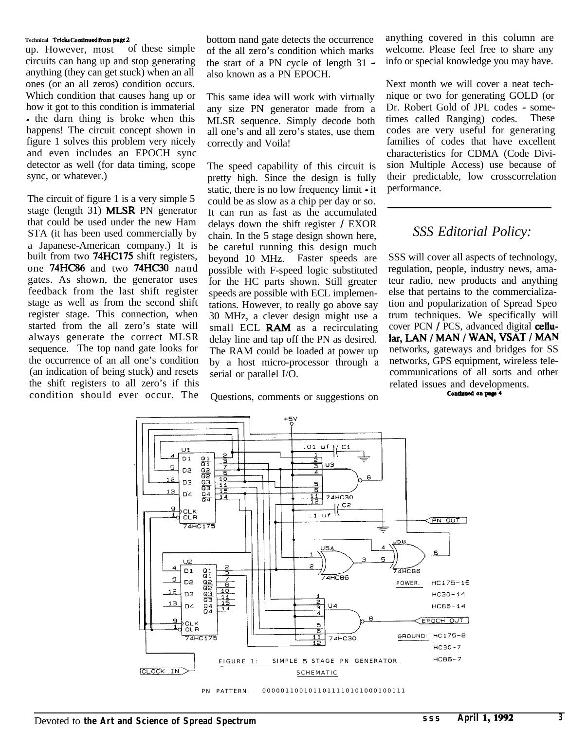Technical Tricks Continued from page 2

up. However, most of these simple circuits can hang up and stop generating anything (they can get stuck) when an all ones (or an all zeros) condition occurs. Which condition that causes hang up or how it got to this condition is immaterial - the darn thing is broke when this happens! The circuit concept shown in figure 1 solves this problem very nicely and even includes an EPOCH sync detector as well (for data timing, scope sync, or whatever.)

The circuit of figure 1 is a very simple 5 stage (length 31) **MLSR** PN generator that could be used under the new Ham STA (it has been used commercially by a Japanese-American company.) It is built from two **74HC175** shift registers, one **74HC86** and two **74HC30** nand gates. As shown, the generator uses feedback from the last shift register stage as well as from the second shift register stage. This connection, when started from the all zero's state will always generate the correct MLSR sequence. The top nand gate looks for the occurrence of an all one's condition (an indication of being stuck) and resets the shift registers to all zero's if this condition should ever occur. The bottom nand gate detects the occurrence of the all zero's condition which marks the start of a PN cycle of length 31 - also known as a PN EPOCH.

This same idea will work with virtually any size PN generator made from a MLSR sequence. Simply decode both all one's and all zero's states, use them correctly and Voila!

The speed capability of this circuit is pretty high. Since the design is fully static, there is no low frequency limit - it could be as slow as a chip per day or so. It can run as fast as the accumulated delays down the shift register / EXOR chain. In the 5 stage design shown here, be careful running this design much beyond 10 MHz. Faster speeds are possible with F-speed logic substituted for the HC parts shown. Still greater speeds are possible with ECL implementations. However, to really go above say 30 MHz, a clever design might use a small ECL **RAM** as a recirculating delay line and tap off the PN as desired. The RAM could be loaded at power up by a host micro-processor through a serial or parallel I/O.

Questions, comments or suggestions on anything covered in this column are welcome. Please feel free to share any info or special knowledge you may have.

Next month we will cover a neat technique or two for generating GOLD (or Dr. Robert Gold of JPL codes - sometimes called Ranging) codes. These codes are very useful for generating families of codes that have excellent characteristics for CDMA (Code Division Multiple Access) use because of their predictable, low crosscorrelation performance.

## *SSS Editorial Policy:*

SSS will cover all aspects of technology, regulation, people, industry news, amateur radio, new products and anything else that pertains to the commercialization and popularization of Spread Speo trum techniques. We specifically will cover PCN / PCS, advanced digital **cellular, LAN / MAN / WAN, VSAT / MAN** networks, gateways and bridges for SS networks, GPS equipment, wireless telecommunications of all sorts and other related issues and developments.

**Continued on page 4**

FIGURE 1: SIMPLE 5 STAGE PN GENERATOR SCHEMATIC

POWER. HC175-16, HC30-14, HC86-14

GROUND: HC175-8, HC30-7, HC86-7

PN PATTERN. 0000011001011011110101000100111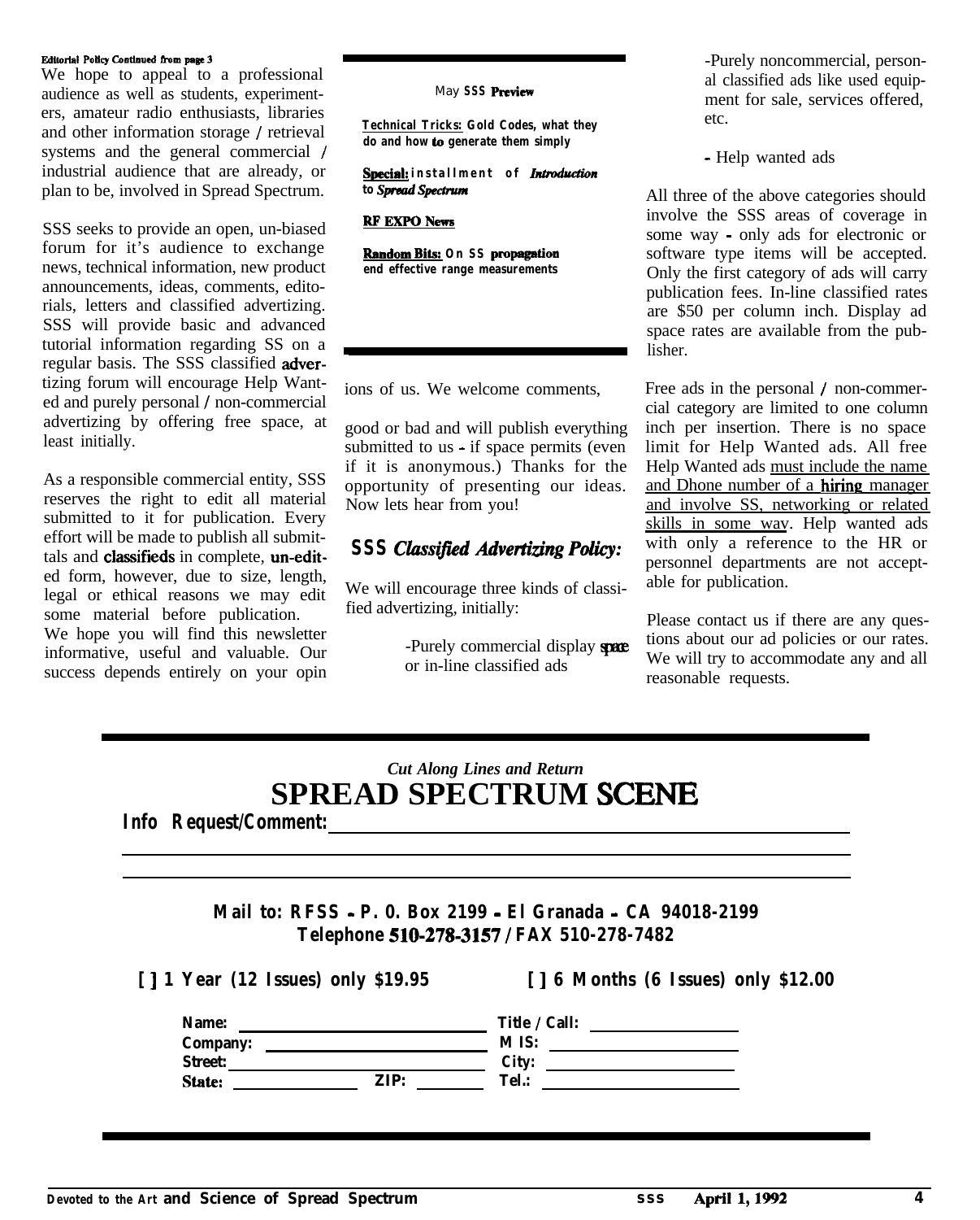**Editorial Policy Continued from page 3**

We hope to appeal to a professional audience as well as students, experimenters, amateur radio enthusiasts, libraries and other information storage / retrieval systems and the general commercial / industrial audience that are already, or plan to be, involved in Spread Spectrum.

SSS seeks to provide an open, un-biased forum for it's audience to exchange news, technical information, new product announcements, ideas, comments, editorials, letters and classified advertizing. SSS will provide basic and advanced tutorial information regarding SS on a regular basis. The SSS classified advertizing forum will encourage Help Wanted and purely personal / non-commercial advertizing by offering free space, at least initially.

As a responsible commercial entity, SSS reserves the right to edit all material submitted to it for publication. Every effort will be made to publish all submittals and classifieds in complete, un-edited form, however, due to size, length, legal or ethical reasons we may edit some material before publication.

We hope you will find this newsletter informative, useful and valuable. Our success depends entirely on your opinions of us. We welcome comments, good or bad and will publish everything submitted to us - if space permits (even if it is anonymous.) Thanks for the opportunity of presenting our ideas. Now lets hear from you!

---

May **SSS Preview**

**Technical Tricks:** Gold Codes, what they do and how to generate them simply

**Special:** installment of *Introduction to Spread Spectrum*

**RF EXPO News**

**Random Bits:** On SS propagation end effective range measurements

---

## SSS *Classified Advertizing Policy:*

We will encourage three kinds of classified advertizing, initially:

- Purely commercial display space or in-line classified ads
- Purely noncommercial, personal classified ads like used equipment for sale, services offered, etc.
- Help wanted ads

All three of the above categories should involve the SSS areas of coverage in some way - only ads for electronic or software type items will be accepted. Only the first category of ads will carry publication fees. In-line classified rates are $50 per column inch. Display ad space rates are available from the publisher.

Free ads in the personal / non-commercial category are limited to one column inch per insertion. There is no space limit for Help Wanted ads. All free Help Wanted ads must include the name and Dhone number of a hiring manager and involve SS, networking or related skills in some way. Help wanted ads with only a reference to the HR or personnel departments are not acceptable for publication.

Please contact us if there are any questions about our ad policies or our rates. We will try to accommodate any and all reasonable requests.

---

*Cut Along Lines and Return*

# SPREAD SPECTRUM SCENE

**Info Request/Comment:** ______________________________

______________________________

______________________________

**Mail to: RFSS - P. O. Box 2199 - El Granada - CA 94018-2199**
**Telephone 510-278-3157 / FAX 510-278-7482**

**[ ] 1 Year (12 Issues) only $19.95** **[ ] 6 Months (6 Issues) only $12.00**

**Name:** ______________ **Title / Call:** ______________
**Company:** ______________ **M IS:** ______________
**Street:** ______________ **City:** ______________
**State:** ________ **ZIP:** ________ **Tel.:** ______________